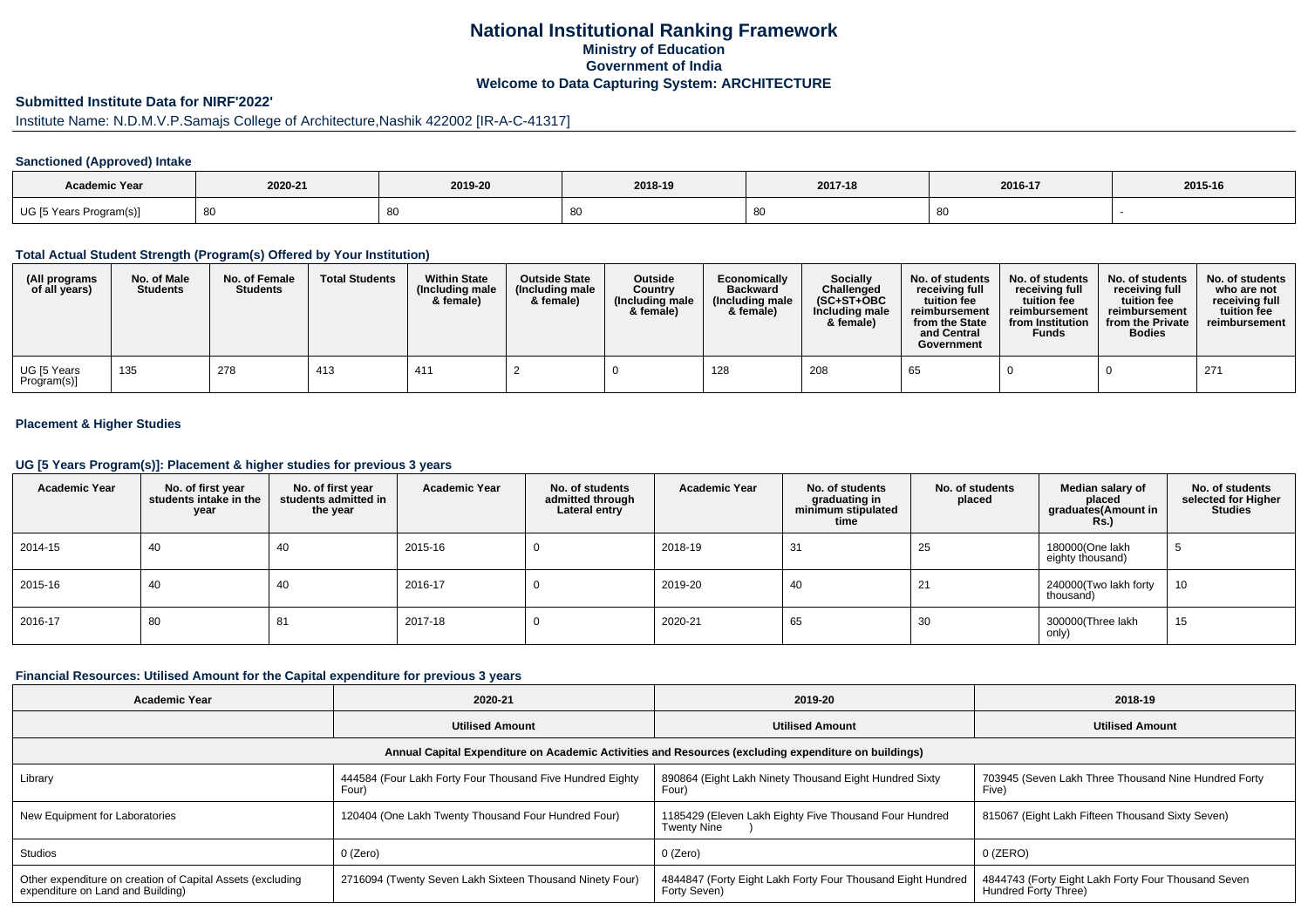# National Institutional Ranking Framework
## Ministry of Education
## Government of India
## Welcome to Data Capturing System: ARCHITECTURE

### Submitted Institute Data for NIRF'2022'

Institute Name: N.D.M.V.P.Samajs College of Architecture,Nashik 422002 [IR-A-C-41317]

#### Sanctioned (Approved) Intake

| Academic Year | 2020-21 | 2019-20 | 2018-19 | 2017-18 | 2016-17 | 2015-16 |
|---|---|---|---|---|---|---|
| UG [5 Years Program(s)] | 80 | 80 | 80 | 80 | 80 | - |

#### Total Actual Student Strength (Program(s) Offered by Your Institution)

| (All programs of all years) | No. of Male Students | No. of Female Students | Total Students | Within State (Including male & female) | Outside State (Including male & female) | Outside Country (Including male & female) | Economically Backward (Including male & female) | Socially Challenged (SC+ST+OBC Including male & female) | No. of students receiving full tuition fee reimbursement from the State and Central Government | No. of students receiving full tuition fee reimbursement from Institution Funds | No. of students receiving full tuition fee reimbursement from the Private Bodies | No. of students who are not receiving full tuition fee reimbursement |
|---|---|---|---|---|---|---|---|---|---|---|---|---|
| UG [5 Years Program(s)] | 135 | 278 | 413 | 411 | 2 | 0 | 128 | 208 | 65 | 0 | 0 | 271 |

#### Placement & Higher Studies

#### UG [5 Years Program(s)]: Placement & higher studies for previous 3 years

| Academic Year | No. of first year students intake in the year | No. of first year students admitted in the year | Academic Year | No. of students admitted through Lateral entry | Academic Year | No. of students graduating in minimum stipulated time | No. of students placed | Median salary of placed graduates(Amount in Rs.) | No. of students selected for Higher Studies |
|---|---|---|---|---|---|---|---|---|---|
| 2014-15 | 40 | 40 | 2015-16 | 0 | 2018-19 | 31 | 25 | 180000(One lakh eighty thousand) | 5 |
| 2015-16 | 40 | 40 | 2016-17 | 0 | 2019-20 | 40 | 21 | 240000(Two lakh forty thousand) | 10 |
| 2016-17 | 80 | 81 | 2017-18 | 0 | 2020-21 | 65 | 30 | 300000(Three lakh only) | 15 |

#### Financial Resources: Utilised Amount for the Capital expenditure for previous 3 years

| Academic Year | 2020-21 | 2019-20 | 2018-19 |
|---|---|---|---|
| | Utilised Amount | Utilised Amount | Utilised Amount |
| Annual Capital Expenditure on Academic Activities and Resources (excluding expenditure on buildings) | | | |
| Library | 444584 (Four Lakh Forty Four Thousand Five Hundred Eighty Four) | 890864 (Eight Lakh Ninety Thousand Eight Hundred Sixty Four) | 703945 (Seven Lakh Three Thousand Nine Hundred Forty Five) |
| New Equipment for Laboratories | 120404 (One Lakh Twenty Thousand Four Hundred Four) | 1185429 (Eleven Lakh Eighty Five Thousand Four Hundred Twenty Nine ) | 815067 (Eight Lakh Fifteen Thousand Sixty Seven) |
| Studios | 0 (Zero) | 0 (Zero) | 0 (ZERO) |
| Other expenditure on creation of Capital Assets (excluding expenditure on Land and Building) | 2716094 (Twenty Seven Lakh Sixteen Thousand Ninety Four) | 4844847 (Forty Eight Lakh Forty Four Thousand Eight Hundred Forty Seven) | 4844743 (Forty Eight Lakh Forty Four Thousand Seven Hundred Forty Three) |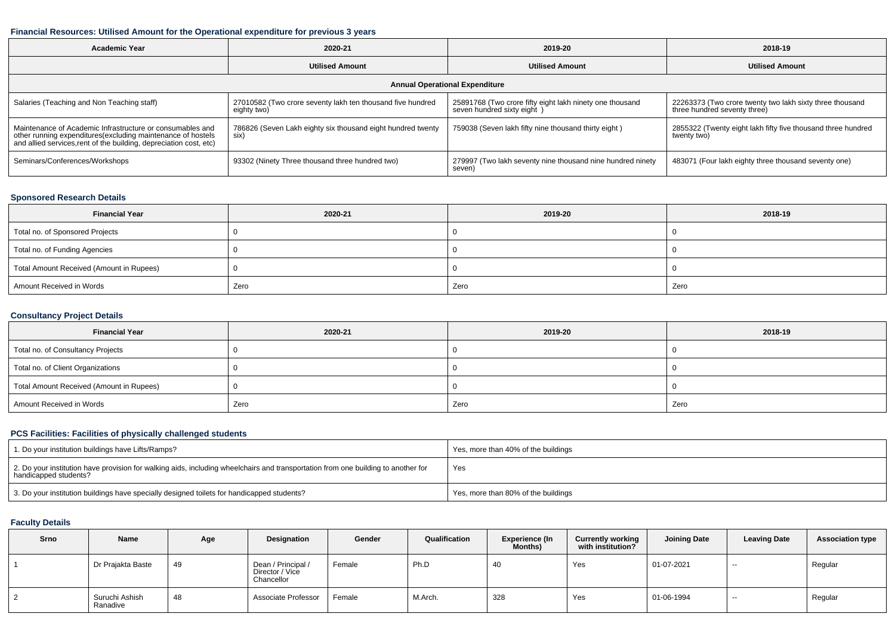## Financial Resources: Utilised Amount for the Operational expenditure for previous 3 years

| Academic Year | 2020-21 | 2019-20 | 2018-19 |
|---|---|---|---|
| | Utilised Amount | Utilised Amount | Utilised Amount |
| **Annual Operational Expenditure** | | | |
| Salaries (Teaching and Non Teaching staff) | 27010582 (Two crore seventy lakh ten thousand five hundred eighty two) | 25891768 (Two crore fifty eight lakh ninety one thousand seven hundred sixty eight ) | 22263373 (Two crore twenty two lakh sixty three thousand three hundred seventy three) |
| Maintenance of Academic Infrastructure or consumables and other running expenditures(excluding maintenance of hostels and allied services,rent of the building, depreciation cost, etc) | 786826 (Seven Lakh eighty six thousand eight hundred twenty six) | 759038 (Seven lakh fifty nine thousand thirty eight ) | 2855322 (Twenty eight lakh fifty five thousand three hundred twenty two) |
| Seminars/Conferences/Workshops | 93302 (Ninety Three thousand three hundred two) | 279997 (Two lakh seventy nine thousand nine hundred ninety seven) | 483071 (Four lakh eighty three thousand seventy one) |

## Sponsored Research Details

| Financial Year | 2020-21 | 2019-20 | 2018-19 |
|---|---|---|---|
| Total no. of Sponsored Projects | 0 | 0 | 0 |
| Total no. of Funding Agencies | 0 | 0 | 0 |
| Total Amount Received (Amount in Rupees) | 0 | 0 | 0 |
| Amount Received in Words | Zero | Zero | Zero |

## Consultancy Project Details

| Financial Year | 2020-21 | 2019-20 | 2018-19 |
|---|---|---|---|
| Total no. of Consultancy Projects | 0 | 0 | 0 |
| Total no. of Client Organizations | 0 | 0 | 0 |
| Total Amount Received (Amount in Rupees) | 0 | 0 | 0 |
| Amount Received in Words | Zero | Zero | Zero |

## PCS Facilities: Facilities of physically challenged students

| | |
|---|---|
| 1. Do your institution buildings have Lifts/Ramps? | Yes, more than 40% of the buildings |
| 2. Do your institution have provision for walking aids, including wheelchairs and transportation from one building to another for handicapped students? | Yes |
| 3. Do your institution buildings have specially designed toilets for handicapped students? | Yes, more than 80% of the buildings |

## Faculty Details

| Srno | Name | Age | Designation | Gender | Qualification | Experience (In Months) | Currently working with institution? | Joining Date | Leaving Date | Association type |
|---|---|---|---|---|---|---|---|---|---|---|
| 1 | Dr Prajakta Baste | 49 | Dean / Principal / Director / Vice Chancellor | Female | Ph.D | 40 | Yes | 01-07-2021 | -- | Regular |
| 2 | Suruchi Ashish Ranadive | 48 | Associate Professor | Female | M.Arch. | 328 | Yes | 01-06-1994 | -- | Regular |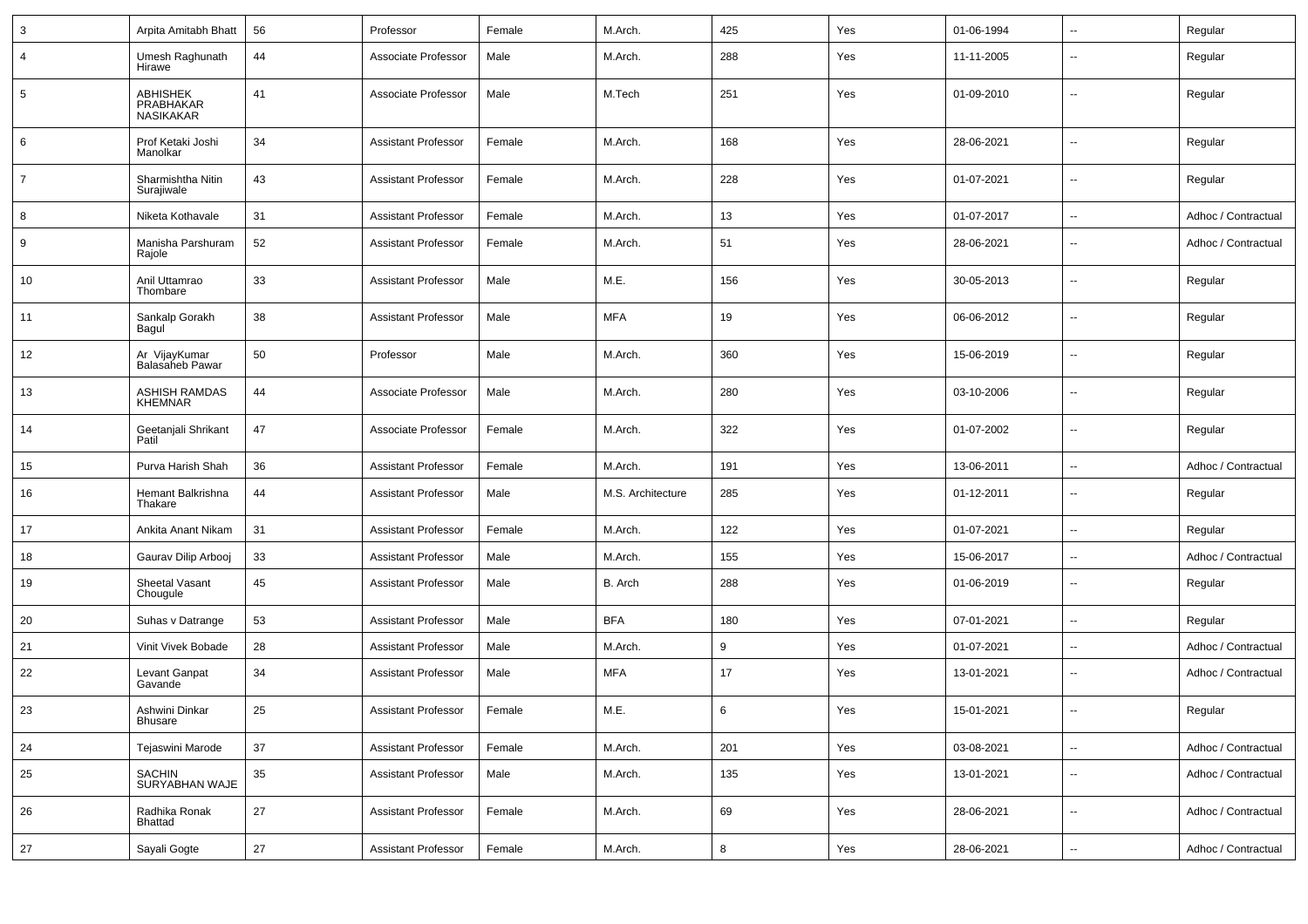| | | | | | | | | | | |
|---|---|---|---|---|---|---|---|---|---|---|
| 3 | Arpita Amitabh Bhatt | 56 | Professor | Female | M.Arch. | 425 | Yes | 01-06-1994 | -- | Regular |
| 4 | Umesh Raghunath Hirawe | 44 | Associate Professor | Male | M.Arch. | 288 | Yes | 11-11-2005 | -- | Regular |
| 5 | ABHISHEK PRABHAKAR NASIKAKAR | 41 | Associate Professor | Male | M.Tech | 251 | Yes | 01-09-2010 | -- | Regular |
| 6 | Prof Ketaki Joshi Manolkar | 34 | Assistant Professor | Female | M.Arch. | 168 | Yes | 28-06-2021 | -- | Regular |
| 7 | Sharmishtha Nitin Surajiwale | 43 | Assistant Professor | Female | M.Arch. | 228 | Yes | 01-07-2021 | -- | Regular |
| 8 | Niketa Kothavale | 31 | Assistant Professor | Female | M.Arch. | 13 | Yes | 01-07-2017 | -- | Adhoc / Contractual |
| 9 | Manisha Parshuram Rajole | 52 | Assistant Professor | Female | M.Arch. | 51 | Yes | 28-06-2021 | -- | Adhoc / Contractual |
| 10 | Anil Uttamrao Thombare | 33 | Assistant Professor | Male | M.E. | 156 | Yes | 30-05-2013 | -- | Regular |
| 11 | Sankalp Gorakh Bagul | 38 | Assistant Professor | Male | MFA | 19 | Yes | 06-06-2012 | -- | Regular |
| 12 | Ar VijayKumar Balasaheb Pawar | 50 | Professor | Male | M.Arch. | 360 | Yes | 15-06-2019 | -- | Regular |
| 13 | ASHISH RAMDAS KHEMNAR | 44 | Associate Professor | Male | M.Arch. | 280 | Yes | 03-10-2006 | -- | Regular |
| 14 | Geetanjali Shrikant Patil | 47 | Associate Professor | Female | M.Arch. | 322 | Yes | 01-07-2002 | -- | Regular |
| 15 | Purva Harish Shah | 36 | Assistant Professor | Female | M.Arch. | 191 | Yes | 13-06-2011 | -- | Adhoc / Contractual |
| 16 | Hemant Balkrishna Thakare | 44 | Assistant Professor | Male | M.S. Architecture | 285 | Yes | 01-12-2011 | -- | Regular |
| 17 | Ankita Anant Nikam | 31 | Assistant Professor | Female | M.Arch. | 122 | Yes | 01-07-2021 | -- | Regular |
| 18 | Gaurav Dilip Arbooj | 33 | Assistant Professor | Male | M.Arch. | 155 | Yes | 15-06-2017 | -- | Adhoc / Contractual |
| 19 | Sheetal Vasant Chougule | 45 | Assistant Professor | Male | B. Arch | 288 | Yes | 01-06-2019 | -- | Regular |
| 20 | Suhas v Datrange | 53 | Assistant Professor | Male | BFA | 180 | Yes | 07-01-2021 | -- | Regular |
| 21 | Vinit Vivek Bobade | 28 | Assistant Professor | Male | M.Arch. | 9 | Yes | 01-07-2021 | -- | Adhoc / Contractual |
| 22 | Levant Ganpat Gavande | 34 | Assistant Professor | Male | MFA | 17 | Yes | 13-01-2021 | -- | Adhoc / Contractual |
| 23 | Ashwini Dinkar Bhusare | 25 | Assistant Professor | Female | M.E. | 6 | Yes | 15-01-2021 | -- | Regular |
| 24 | Tejaswini Marode | 37 | Assistant Professor | Female | M.Arch. | 201 | Yes | 03-08-2021 | -- | Adhoc / Contractual |
| 25 | SACHIN SURYABHAN WAJE | 35 | Assistant Professor | Male | M.Arch. | 135 | Yes | 13-01-2021 | -- | Adhoc / Contractual |
| 26 | Radhika Ronak Bhattad | 27 | Assistant Professor | Female | M.Arch. | 69 | Yes | 28-06-2021 | -- | Adhoc / Contractual |
| 27 | Sayali Gogte | 27 | Assistant Professor | Female | M.Arch. | 8 | Yes | 28-06-2021 | -- | Adhoc / Contractual |